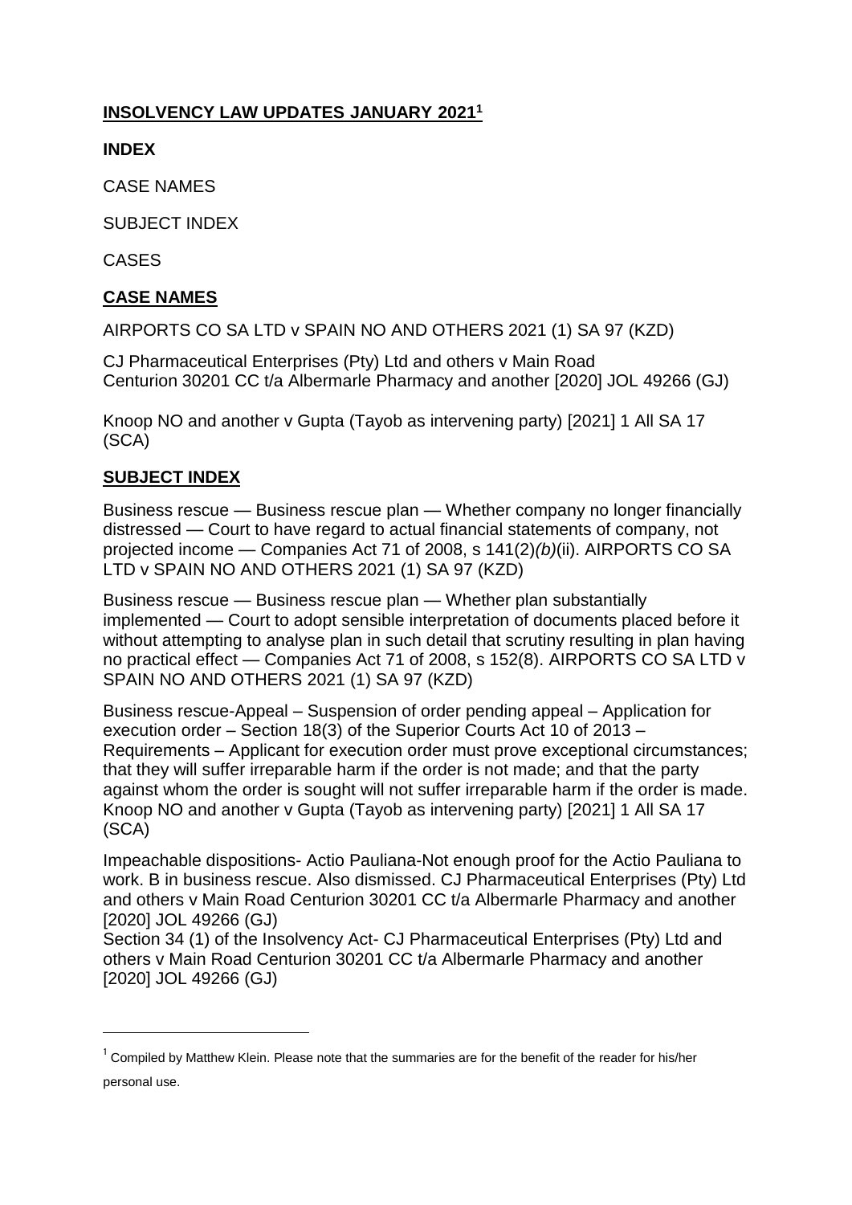## **INSOLVENCY LAW UPDATES JANUARY 2021**[1]

**INDEX**

CASE NAMES

SUBJECT INDEX

CASES

## **CASE NAMES**

AIRPORTS CO SA LTD v SPAIN NO AND OTHERS 2021 (1) SA 97 (KZD)

CJ Pharmaceutical Enterprises (Pty) Ltd and others v Main Road Centurion 30201 CC t/a Albermarle Pharmacy and another [2020] JOL 49266 (GJ)

Knoop NO and another v Gupta (Tayob as intervening party) [2021] 1 All SA 17 (SCA)

## **SUBJECT INDEX**

Business rescue — Business rescue plan — Whether company no longer financially distressed — Court to have regard to actual financial statements of company, not projected income — Companies Act 71 of 2008, s 141(2)*(b)*(ii). AIRPORTS CO SA LTD v SPAIN NO AND OTHERS 2021 (1) SA 97 (KZD)

Business rescue — Business rescue plan — Whether plan substantially implemented — Court to adopt sensible interpretation of documents placed before it without attempting to analyse plan in such detail that scrutiny resulting in plan having no practical effect — Companies Act 71 of 2008, s 152(8). AIRPORTS CO SA LTD v SPAIN NO AND OTHERS 2021 (1) SA 97 (KZD)

Business rescue-Appeal – Suspension of order pending appeal – Application for execution order – Section 18(3) of the Superior Courts Act 10 of 2013 – Requirements – Applicant for execution order must prove exceptional circumstances; that they will suffer irreparable harm if the order is not made; and that the party against whom the order is sought will not suffer irreparable harm if the order is made. Knoop NO and another v Gupta (Tayob as intervening party) [2021] 1 All SA 17 (SCA)

Impeachable dispositions- Actio Pauliana-Not enough proof for the Actio Pauliana to work. B in business rescue. Also dismissed. CJ Pharmaceutical Enterprises (Pty) Ltd and others v Main Road Centurion 30201 CC t/a Albermarle Pharmacy and another [2020] JOL 49266 (GJ)
Section 34 (1) of the Insolvency Act- CJ Pharmaceutical Enterprises (Pty) Ltd and others v Main Road Centurion 30201 CC t/a Albermarle Pharmacy and another [2020] JOL 49266 (GJ)

---

[1] Compiled by Matthew Klein. Please note that the summaries are for the benefit of the reader for his/her personal use.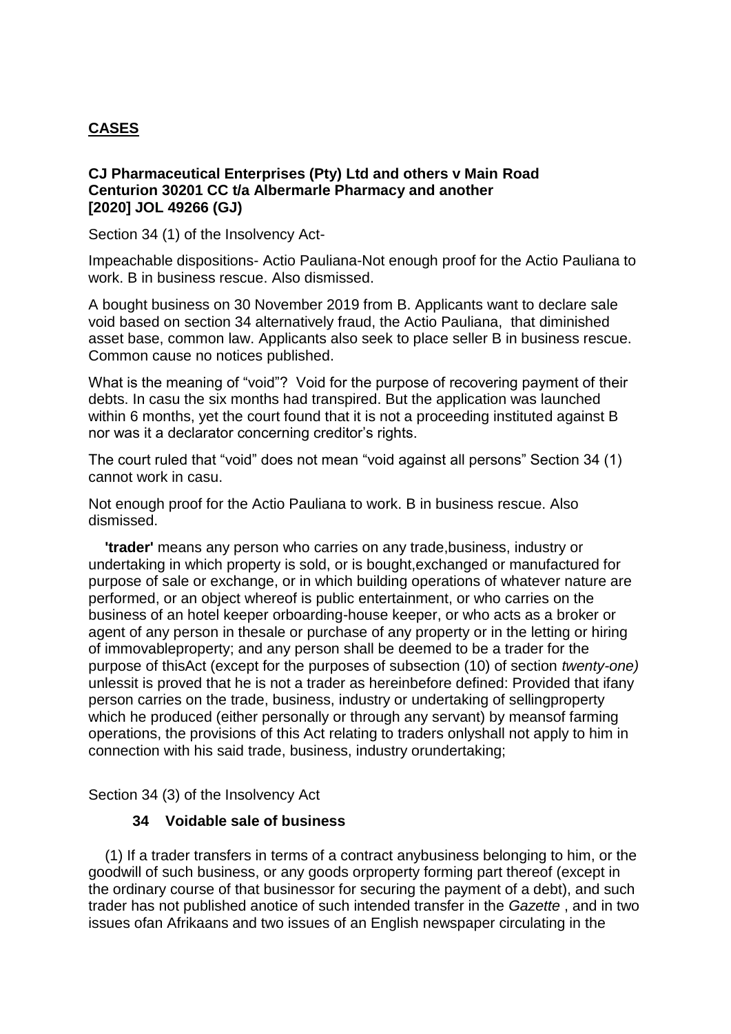## **CASES**

**CJ Pharmaceutical Enterprises (Pty) Ltd and others v Main Road Centurion 30201 CC t/a Albermarle Pharmacy and another [2020] JOL 49266 (GJ)**

Section 34 (1) of the Insolvency Act-

Impeachable dispositions- Actio Pauliana-Not enough proof for the Actio Pauliana to work. B in business rescue. Also dismissed.

A bought business on 30 November 2019 from B. Applicants want to declare sale void based on section 34 alternatively fraud, the Actio Pauliana, that diminished asset base, common law. Applicants also seek to place seller B in business rescue. Common cause no notices published.

What is the meaning of "void"? Void for the purpose of recovering payment of their debts. In casu the six months had transpired. But the application was launched within 6 months, yet the court found that it is not a proceeding instituted against B nor was it a declarator concerning creditor's rights.

The court ruled that "void" does not mean "void against all persons" Section 34 (1) cannot work in casu.

Not enough proof for the Actio Pauliana to work. B in business rescue. Also dismissed.

**'trader'** means any person who carries on any trade,business, industry or undertaking in which property is sold, or is bought,exchanged or manufactured for purpose of sale or exchange, or in which building operations of whatever nature are performed, or an object whereof is public entertainment, or who carries on the business of an hotel keeper orboarding-house keeper, or who acts as a broker or agent of any person in thesale or purchase of any property or in the letting or hiring of immovableproperty; and any person shall be deemed to be a trader for the purpose of thisAct (except for the purposes of subsection (10) of section *twenty-one)* unlessit is proved that he is not a trader as hereinbefore defined: Provided that ifany person carries on the trade, business, industry or undertaking of sellingproperty which he produced (either personally or through any servant) by meansof farming operations, the provisions of this Act relating to traders onlyshall not apply to him in connection with his said trade, business, industry orundertaking;

Section 34 (3) of the Insolvency Act

### **34 Voidable sale of business**

(1) If a trader transfers in terms of a contract anybusiness belonging to him, or the goodwill of such business, or any goods orproperty forming part thereof (except in the ordinary course of that businessor for securing the payment of a debt), and such trader has not published anotice of such intended transfer in the *Gazette* , and in two issues ofan Afrikaans and two issues of an English newspaper circulating in the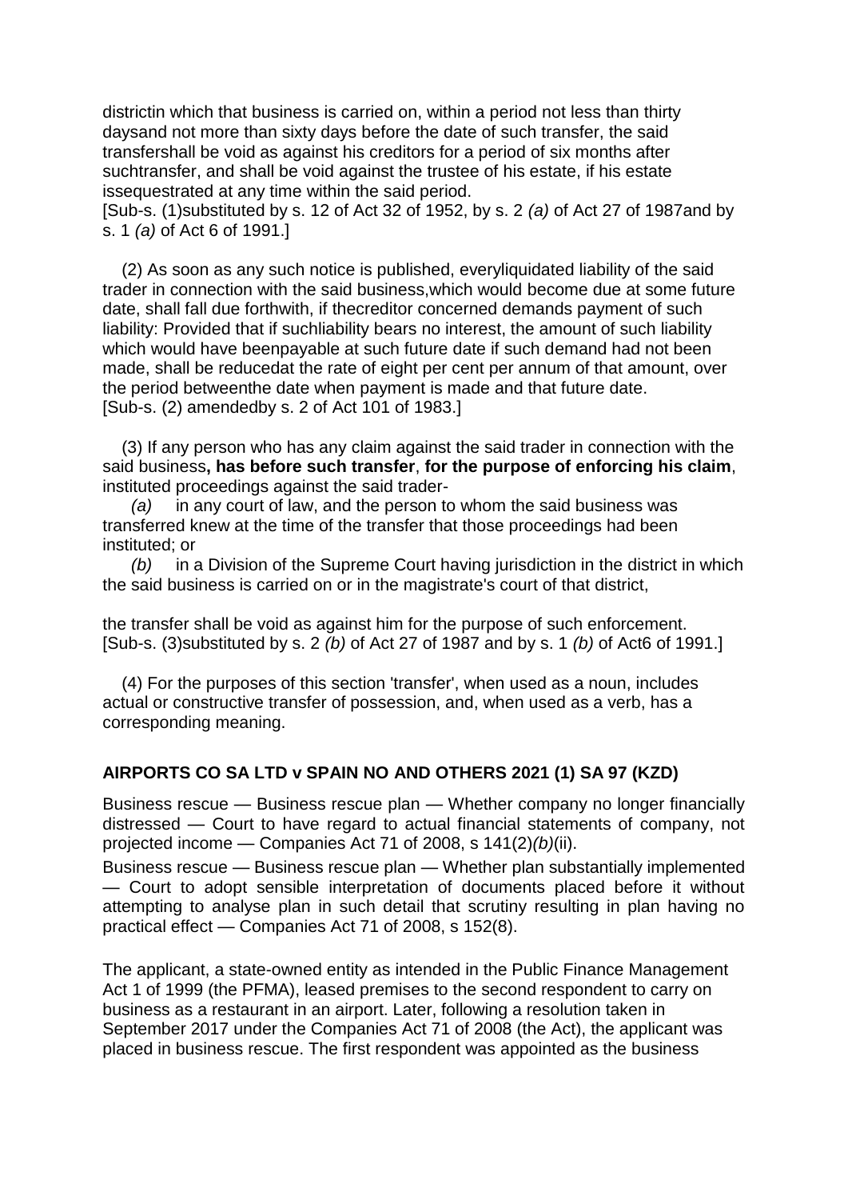districtin which that business is carried on, within a period not less than thirty daysand not more than sixty days before the date of such transfer, the said transfershall be void as against his creditors for a period of six months after suchtransfer, and shall be void against the trustee of his estate, if his estate issequestrated at any time within the said period.
[Sub-s. (1)substituted by s. 12 of Act 32 of 1952, by s. 2 *(a)* of Act 27 of 1987and by s. 1 *(a)* of Act 6 of 1991.]

(2) As soon as any such notice is published, everyliquidated liability of the said trader in connection with the said business,which would become due at some future date, shall fall due forthwith, if thecreditor concerned demands payment of such liability: Provided that if suchliability bears no interest, the amount of such liability which would have beenpayable at such future date if such demand had not been made, shall be reducedat the rate of eight per cent per annum of that amount, over the period betweenthe date when payment is made and that future date.
[Sub-s. (2) amendedby s. 2 of Act 101 of 1983.]

(3) If any person who has any claim against the said trader in connection with the said business**, has before such transfer**, **for the purpose of enforcing his claim**, instituted proceedings against the said trader-

*(a)* in any court of law, and the person to whom the said business was transferred knew at the time of the transfer that those proceedings had been instituted; or

*(b)* in a Division of the Supreme Court having jurisdiction in the district in which the said business is carried on or in the magistrate's court of that district,

the transfer shall be void as against him for the purpose of such enforcement.
[Sub-s. (3)substituted by s. 2 *(b)* of Act 27 of 1987 and by s. 1 *(b)* of Act6 of 1991.]

(4) For the purposes of this section 'transfer', when used as a noun, includes actual or constructive transfer of possession, and, when used as a verb, has a corresponding meaning.

## AIRPORTS CO SA LTD v SPAIN NO AND OTHERS 2021 (1) SA 97 (KZD)

Business rescue — Business rescue plan — Whether company no longer financially distressed — Court to have regard to actual financial statements of company, not projected income — Companies Act 71 of 2008, s 141(2)*(b)*(ii).

Business rescue — Business rescue plan — Whether plan substantially implemented — Court to adopt sensible interpretation of documents placed before it without attempting to analyse plan in such detail that scrutiny resulting in plan having no practical effect — Companies Act 71 of 2008, s 152(8).

The applicant, a state-owned entity as intended in the Public Finance Management Act 1 of 1999 (the PFMA), leased premises to the second respondent to carry on business as a restaurant in an airport. Later, following a resolution taken in September 2017 under the Companies Act 71 of 2008 (the Act), the applicant was placed in business rescue. The first respondent was appointed as the business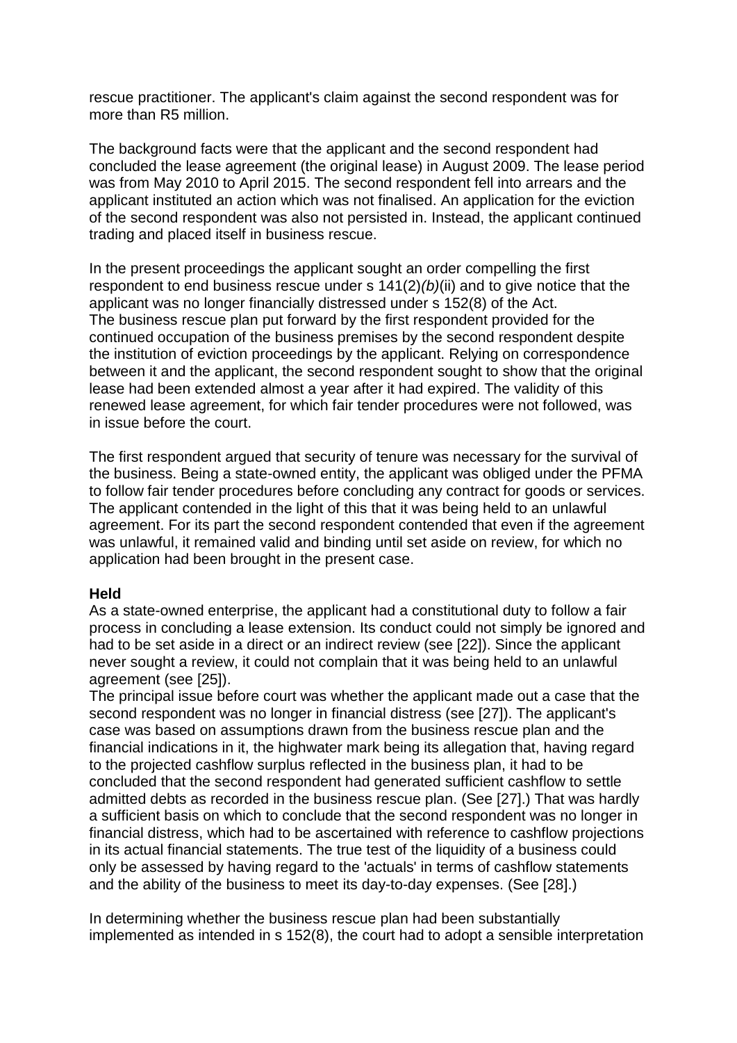rescue practitioner. The applicant's claim against the second respondent was for more than R5 million.

The background facts were that the applicant and the second respondent had concluded the lease agreement (the original lease) in August 2009. The lease period was from May 2010 to April 2015. The second respondent fell into arrears and the applicant instituted an action which was not finalised. An application for the eviction of the second respondent was also not persisted in. Instead, the applicant continued trading and placed itself in business rescue.

In the present proceedings the applicant sought an order compelling the first respondent to end business rescue under s 141(2)*(b)*(ii) and to give notice that the applicant was no longer financially distressed under s 152(8) of the Act. The business rescue plan put forward by the first respondent provided for the continued occupation of the business premises by the second respondent despite the institution of eviction proceedings by the applicant. Relying on correspondence between it and the applicant, the second respondent sought to show that the original lease had been extended almost a year after it had expired. The validity of this renewed lease agreement, for which fair tender procedures were not followed, was in issue before the court.

The first respondent argued that security of tenure was necessary for the survival of the business. Being a state-owned entity, the applicant was obliged under the PFMA to follow fair tender procedures before concluding any contract for goods or services. The applicant contended in the light of this that it was being held to an unlawful agreement. For its part the second respondent contended that even if the agreement was unlawful, it remained valid and binding until set aside on review, for which no application had been brought in the present case.

**Held**

As a state-owned enterprise, the applicant had a constitutional duty to follow a fair process in concluding a lease extension. Its conduct could not simply be ignored and had to be set aside in a direct or an indirect review (see [22]). Since the applicant never sought a review, it could not complain that it was being held to an unlawful agreement (see [25]).

The principal issue before court was whether the applicant made out a case that the second respondent was no longer in financial distress (see [27]). The applicant's case was based on assumptions drawn from the business rescue plan and the financial indications in it, the highwater mark being its allegation that, having regard to the projected cashflow surplus reflected in the business plan, it had to be concluded that the second respondent had generated sufficient cashflow to settle admitted debts as recorded in the business rescue plan. (See [27].) That was hardly a sufficient basis on which to conclude that the second respondent was no longer in financial distress, which had to be ascertained with reference to cashflow projections in its actual financial statements. The true test of the liquidity of a business could only be assessed by having regard to the 'actuals' in terms of cashflow statements and the ability of the business to meet its day-to-day expenses. (See [28].)

In determining whether the business rescue plan had been substantially implemented as intended in s 152(8), the court had to adopt a sensible interpretation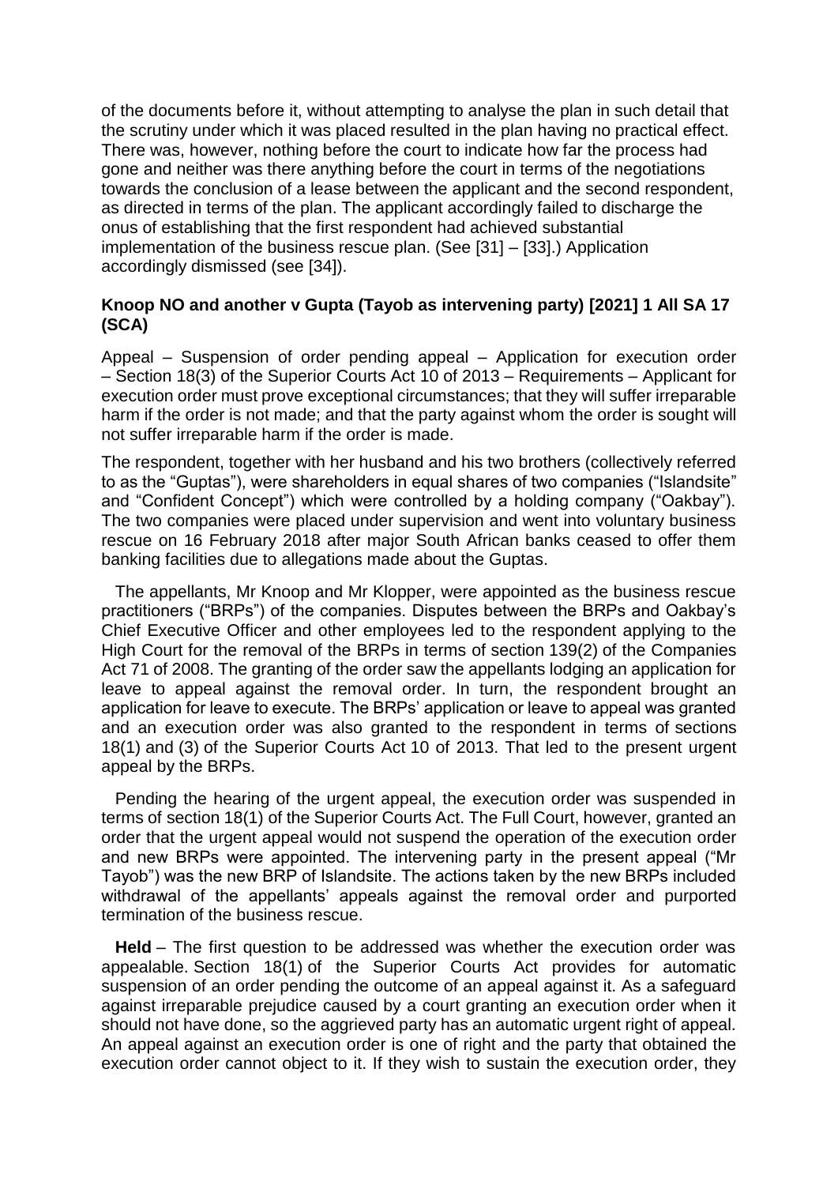of the documents before it, without attempting to analyse the plan in such detail that the scrutiny under which it was placed resulted in the plan having no practical effect. There was, however, nothing before the court to indicate how far the process had gone and neither was there anything before the court in terms of the negotiations towards the conclusion of a lease between the applicant and the second respondent, as directed in terms of the plan. The applicant accordingly failed to discharge the onus of establishing that the first respondent had achieved substantial implementation of the business rescue plan. (See [31] – [33].) Application accordingly dismissed (see [34]).

### Knoop NO and another v Gupta (Tayob as intervening party) [2021] 1 All SA 17 (SCA)

Appeal – Suspension of order pending appeal – Application for execution order – Section 18(3) of the Superior Courts Act 10 of 2013 – Requirements – Applicant for execution order must prove exceptional circumstances; that they will suffer irreparable harm if the order is not made; and that the party against whom the order is sought will not suffer irreparable harm if the order is made.

The respondent, together with her husband and his two brothers (collectively referred to as the "Guptas"), were shareholders in equal shares of two companies ("Islandsite" and "Confident Concept") which were controlled by a holding company ("Oakbay"). The two companies were placed under supervision and went into voluntary business rescue on 16 February 2018 after major South African banks ceased to offer them banking facilities due to allegations made about the Guptas.

The appellants, Mr Knoop and Mr Klopper, were appointed as the business rescue practitioners ("BRPs") of the companies. Disputes between the BRPs and Oakbay's Chief Executive Officer and other employees led to the respondent applying to the High Court for the removal of the BRPs in terms of section 139(2) of the Companies Act 71 of 2008. The granting of the order saw the appellants lodging an application for leave to appeal against the removal order. In turn, the respondent brought an application for leave to execute. The BRPs' application or leave to appeal was granted and an execution order was also granted to the respondent in terms of sections 18(1) and (3) of the Superior Courts Act 10 of 2013. That led to the present urgent appeal by the BRPs.

Pending the hearing of the urgent appeal, the execution order was suspended in terms of section 18(1) of the Superior Courts Act. The Full Court, however, granted an order that the urgent appeal would not suspend the operation of the execution order and new BRPs were appointed. The intervening party in the present appeal ("Mr Tayob") was the new BRP of Islandsite. The actions taken by the new BRPs included withdrawal of the appellants' appeals against the removal order and purported termination of the business rescue.

**Held** – The first question to be addressed was whether the execution order was appealable. Section 18(1) of the Superior Courts Act provides for automatic suspension of an order pending the outcome of an appeal against it. As a safeguard against irreparable prejudice caused by a court granting an execution order when it should not have done, so the aggrieved party has an automatic urgent right of appeal. An appeal against an execution order is one of right and the party that obtained the execution order cannot object to it. If they wish to sustain the execution order, they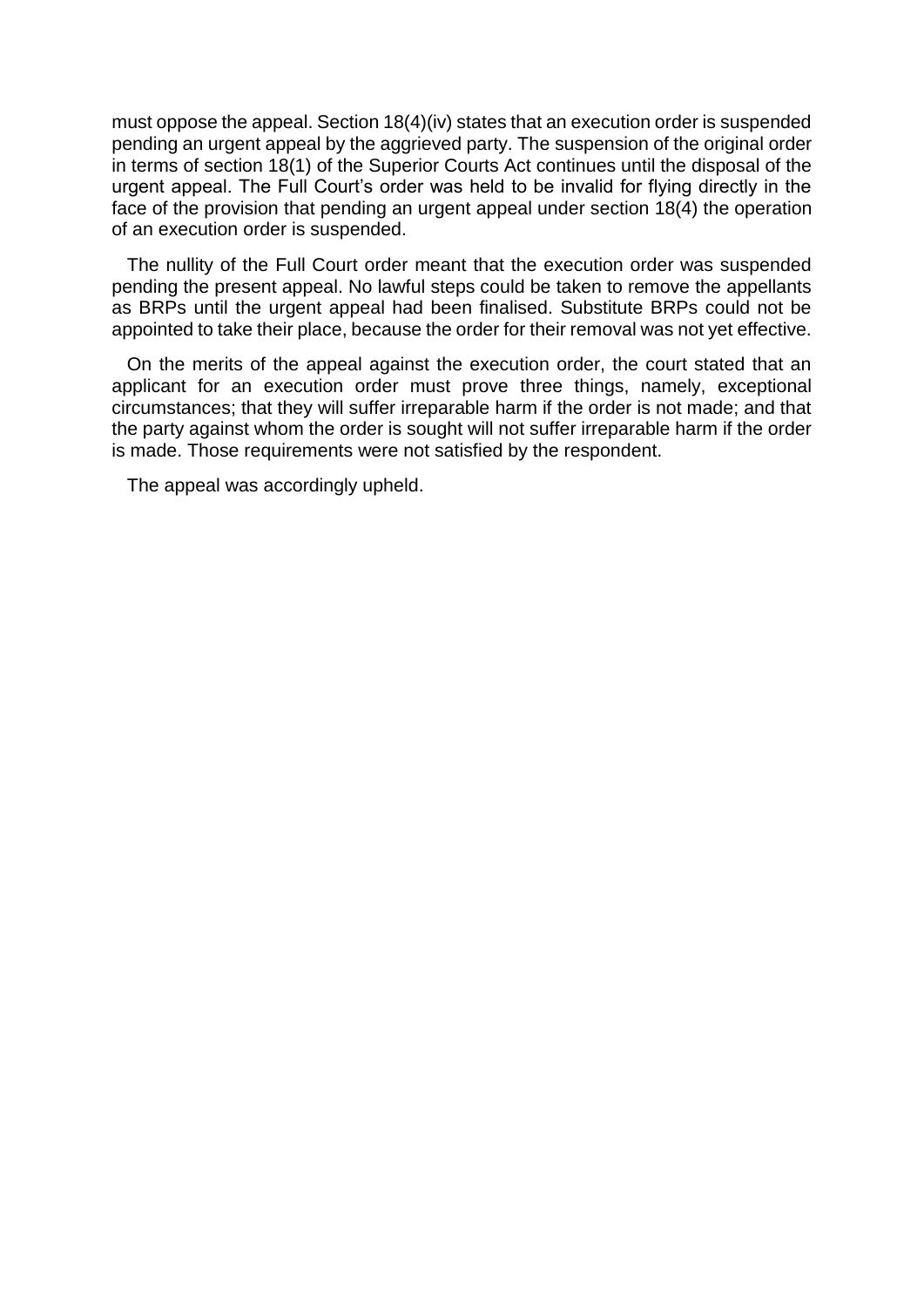must oppose the appeal. Section 18(4)(iv) states that an execution order is suspended pending an urgent appeal by the aggrieved party. The suspension of the original order in terms of section 18(1) of the Superior Courts Act continues until the disposal of the urgent appeal. The Full Court's order was held to be invalid for flying directly in the face of the provision that pending an urgent appeal under section 18(4) the operation of an execution order is suspended.

The nullity of the Full Court order meant that the execution order was suspended pending the present appeal. No lawful steps could be taken to remove the appellants as BRPs until the urgent appeal had been finalised. Substitute BRPs could not be appointed to take their place, because the order for their removal was not yet effective.

On the merits of the appeal against the execution order, the court stated that an applicant for an execution order must prove three things, namely, exceptional circumstances; that they will suffer irreparable harm if the order is not made; and that the party against whom the order is sought will not suffer irreparable harm if the order is made. Those requirements were not satisfied by the respondent.

The appeal was accordingly upheld.